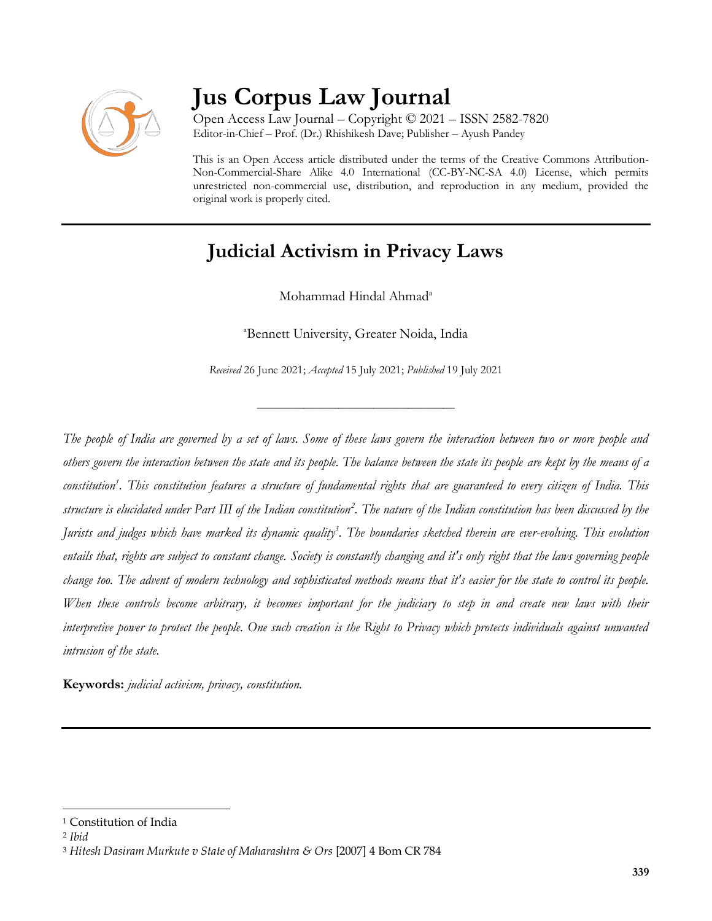# Jus Corpus Law Journal

Open Access Law Journal – Copyright © 2021 – ISSN 2582-7820
Editor-in-Chief – Prof. (Dr.) Rhishikesh Dave; Publisher – Ayush Pandey

This is an Open Access article distributed under the terms of the Creative Commons Attribution-Non-Commercial-Share Alike 4.0 International (CC-BY-NC-SA 4.0) License, which permits unrestricted non-commercial use, distribution, and reproduction in any medium, provided the original work is properly cited.

---

## Judicial Activism in Privacy Laws

Mohammad Hindal Ahmad[a]

[a]Bennett University, Greater Noida, India

*Received* 26 June 2021; *Accepted* 15 July 2021; *Published* 19 July 2021

---

*The people of India are governed by a set of laws. Some of these laws govern the interaction between two or more people and others govern the interaction between the state and its people. The balance between the state its people are kept by the means of a constitution[1]. This constitution features a structure of fundamental rights that are guaranteed to every citizen of India. This structure is elucidated under Part III of the Indian constitution[2]. The nature of the Indian constitution has been discussed by the Jurists and judges which have marked its dynamic quality[3]. The boundaries sketched therein are ever-evolving. This evolution entails that, rights are subject to constant change. Society is constantly changing and it's only right that the laws governing people change too. The advent of modern technology and sophisticated methods means that it's easier for the state to control its people. When these controls become arbitrary, it becomes important for the judiciary to step in and create new laws with their interpretive power to protect the people. One such creation is the Right to Privacy which protects individuals against unwanted intrusion of the state.*

**Keywords:** *judicial activism, privacy, constitution.*

---

[1] Constitution of India

[2] *Ibid*

[3] *Hitesh Dasiram Murkute v State of Maharashtra & Ors* [2007] 4 Bom CR 784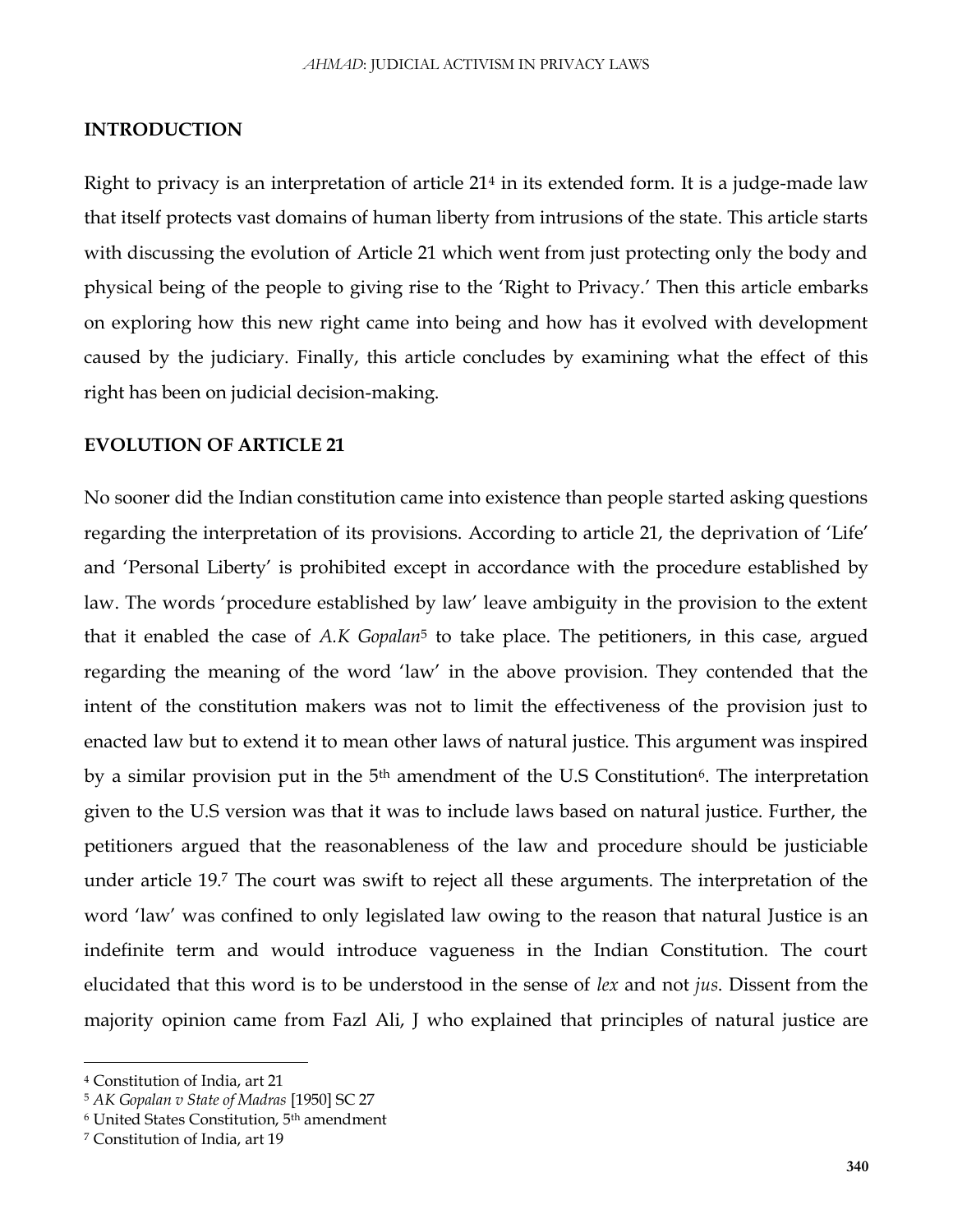## INTRODUCTION

Right to privacy is an interpretation of article 21[4] in its extended form. It is a judge-made law that itself protects vast domains of human liberty from intrusions of the state. This article starts with discussing the evolution of Article 21 which went from just protecting only the body and physical being of the people to giving rise to the 'Right to Privacy.' Then this article embarks on exploring how this new right came into being and how has it evolved with development caused by the judiciary. Finally, this article concludes by examining what the effect of this right has been on judicial decision-making.

## EVOLUTION OF ARTICLE 21

No sooner did the Indian constitution came into existence than people started asking questions regarding the interpretation of its provisions. According to article 21, the deprivation of 'Life' and 'Personal Liberty' is prohibited except in accordance with the procedure established by law. The words 'procedure established by law' leave ambiguity in the provision to the extent that it enabled the case of *A.K Gopalan*[5] to take place. The petitioners, in this case, argued regarding the meaning of the word 'law' in the above provision. They contended that the intent of the constitution makers was not to limit the effectiveness of the provision just to enacted law but to extend it to mean other laws of natural justice. This argument was inspired by a similar provision put in the 5th amendment of the U.S Constitution[6]. The interpretation given to the U.S version was that it was to include laws based on natural justice. Further, the petitioners argued that the reasonableness of the law and procedure should be justiciable under article 19.[7] The court was swift to reject all these arguments. The interpretation of the word 'law' was confined to only legislated law owing to the reason that natural Justice is an indefinite term and would introduce vagueness in the Indian Constitution. The court elucidated that this word is to be understood in the sense of *lex* and not *jus*. Dissent from the majority opinion came from Fazl Ali, J who explained that principles of natural justice are

---

[4] Constitution of India, art 21

[5] *AK Gopalan v State of Madras* [1950] SC 27

[6] United States Constitution, 5th amendment

[7] Constitution of India, art 19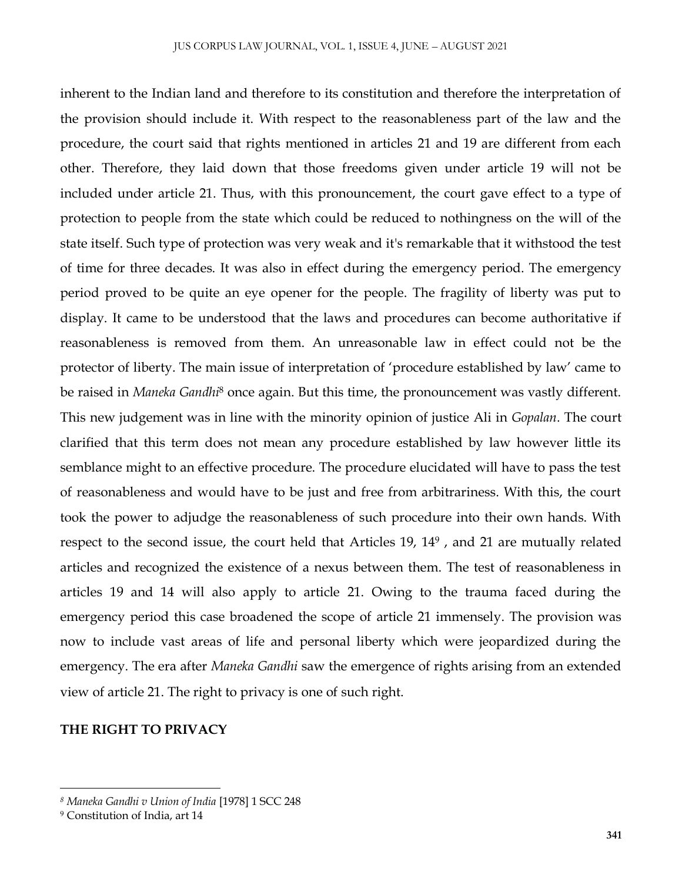inherent to the Indian land and therefore to its constitution and therefore the interpretation of the provision should include it. With respect to the reasonableness part of the law and the procedure, the court said that rights mentioned in articles 21 and 19 are different from each other. Therefore, they laid down that those freedoms given under article 19 will not be included under article 21. Thus, with this pronouncement, the court gave effect to a type of protection to people from the state which could be reduced to nothingness on the will of the state itself. Such type of protection was very weak and it's remarkable that it withstood the test of time for three decades. It was also in effect during the emergency period. The emergency period proved to be quite an eye opener for the people. The fragility of liberty was put to display. It came to be understood that the laws and procedures can become authoritative if reasonableness is removed from them. An unreasonable law in effect could not be the protector of liberty. The main issue of interpretation of 'procedure established by law' came to be raised in *Maneka Gandhi*[8] once again. But this time, the pronouncement was vastly different. This new judgement was in line with the minority opinion of justice Ali in *Gopalan*. The court clarified that this term does not mean any procedure established by law however little its semblance might to an effective procedure. The procedure elucidated will have to pass the test of reasonableness and would have to be just and free from arbitrariness. With this, the court took the power to adjudge the reasonableness of such procedure into their own hands. With respect to the second issue, the court held that Articles 19, 14[9] , and 21 are mutually related articles and recognized the existence of a nexus between them. The test of reasonableness in articles 19 and 14 will also apply to article 21. Owing to the trauma faced during the emergency period this case broadened the scope of article 21 immensely. The provision was now to include vast areas of life and personal liberty which were jeopardized during the emergency. The era after *Maneka Gandhi* saw the emergence of rights arising from an extended view of article 21. The right to privacy is one of such right.

**THE RIGHT TO PRIVACY**

---

[8] *Maneka Gandhi v Union of India* [1978] 1 SCC 248

[9] Constitution of India, art 14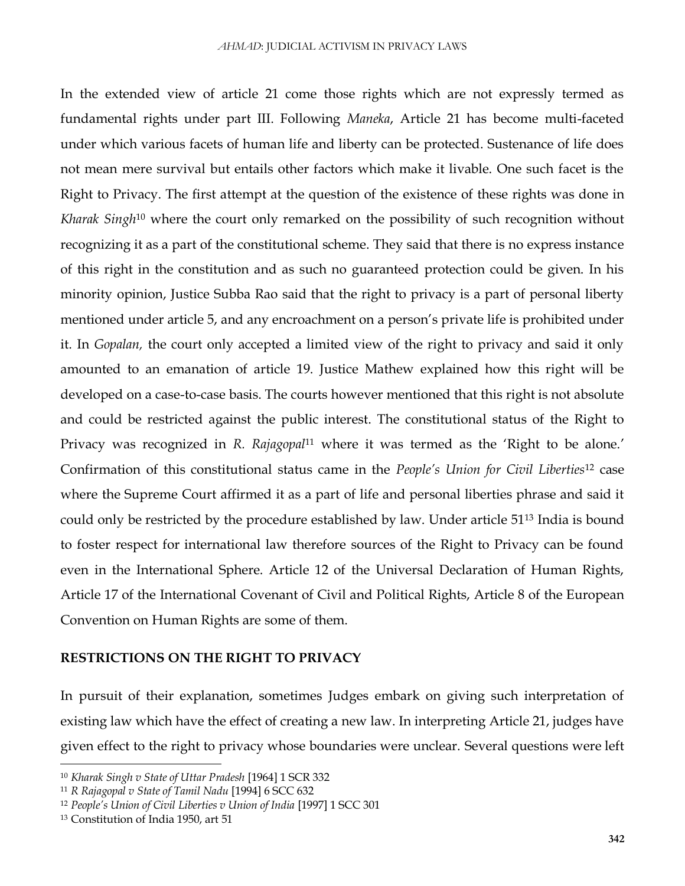In the extended view of article 21 come those rights which are not expressly termed as fundamental rights under part III. Following *Maneka*, Article 21 has become multi-faceted under which various facets of human life and liberty can be protected. Sustenance of life does not mean mere survival but entails other factors which make it livable. One such facet is the Right to Privacy. The first attempt at the question of the existence of these rights was done in *Kharak Singh*[10] where the court only remarked on the possibility of such recognition without recognizing it as a part of the constitutional scheme. They said that there is no express instance of this right in the constitution and as such no guaranteed protection could be given. In his minority opinion, Justice Subba Rao said that the right to privacy is a part of personal liberty mentioned under article 5, and any encroachment on a person's private life is prohibited under it. In *Gopalan,* the court only accepted a limited view of the right to privacy and said it only amounted to an emanation of article 19. Justice Mathew explained how this right will be developed on a case-to-case basis. The courts however mentioned that this right is not absolute and could be restricted against the public interest. The constitutional status of the Right to Privacy was recognized in *R. Rajagopal*[11] where it was termed as the 'Right to be alone.' Confirmation of this constitutional status came in the *People's Union for Civil Liberties*[12] case where the Supreme Court affirmed it as a part of life and personal liberties phrase and said it could only be restricted by the procedure established by law. Under article 51[13] India is bound to foster respect for international law therefore sources of the Right to Privacy can be found even in the International Sphere. Article 12 of the Universal Declaration of Human Rights, Article 17 of the International Covenant of Civil and Political Rights, Article 8 of the European Convention on Human Rights are some of them.

**RESTRICTIONS ON THE RIGHT TO PRIVACY**

In pursuit of their explanation, sometimes Judges embark on giving such interpretation of existing law which have the effect of creating a new law. In interpreting Article 21, judges have given effect to the right to privacy whose boundaries were unclear. Several questions were left

---

[10] *Kharak Singh v State of Uttar Pradesh* [1964] 1 SCR 332

[11] *R Rajagopal v State of Tamil Nadu* [1994] 6 SCC 632

[12] *People's Union of Civil Liberties v Union of India* [1997] 1 SCC 301

[13] Constitution of India 1950, art 51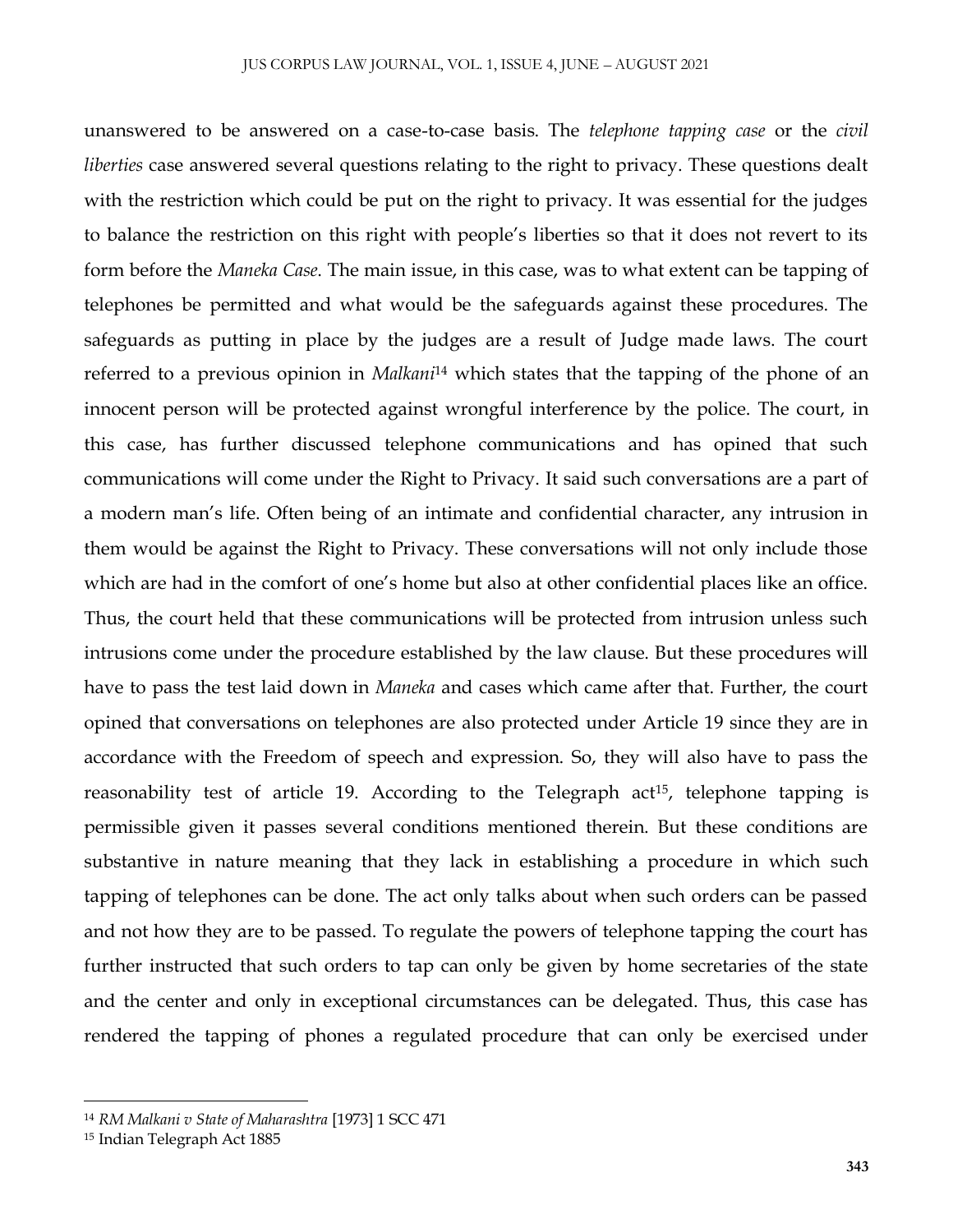unanswered to be answered on a case-to-case basis. The *telephone tapping case* or the *civil liberties* case answered several questions relating to the right to privacy. These questions dealt with the restriction which could be put on the right to privacy. It was essential for the judges to balance the restriction on this right with people's liberties so that it does not revert to its form before the *Maneka Case*. The main issue, in this case, was to what extent can be tapping of telephones be permitted and what would be the safeguards against these procedures. The safeguards as putting in place by the judges are a result of Judge made laws. The court referred to a previous opinion in *Malkani*[14] which states that the tapping of the phone of an innocent person will be protected against wrongful interference by the police. The court, in this case, has further discussed telephone communications and has opined that such communications will come under the Right to Privacy. It said such conversations are a part of a modern man's life. Often being of an intimate and confidential character, any intrusion in them would be against the Right to Privacy. These conversations will not only include those which are had in the comfort of one's home but also at other confidential places like an office. Thus, the court held that these communications will be protected from intrusion unless such intrusions come under the procedure established by the law clause. But these procedures will have to pass the test laid down in *Maneka* and cases which came after that. Further, the court opined that conversations on telephones are also protected under Article 19 since they are in accordance with the Freedom of speech and expression. So, they will also have to pass the reasonability test of article 19. According to the Telegraph act[15], telephone tapping is permissible given it passes several conditions mentioned therein. But these conditions are substantive in nature meaning that they lack in establishing a procedure in which such tapping of telephones can be done. The act only talks about when such orders can be passed and not how they are to be passed. To regulate the powers of telephone tapping the court has further instructed that such orders to tap can only be given by home secretaries of the state and the center and only in exceptional circumstances can be delegated. Thus, this case has rendered the tapping of phones a regulated procedure that can only be exercised under

---

[14] *RM Malkani v State of Maharashtra* [1973] 1 SCC 471

[15] Indian Telegraph Act 1885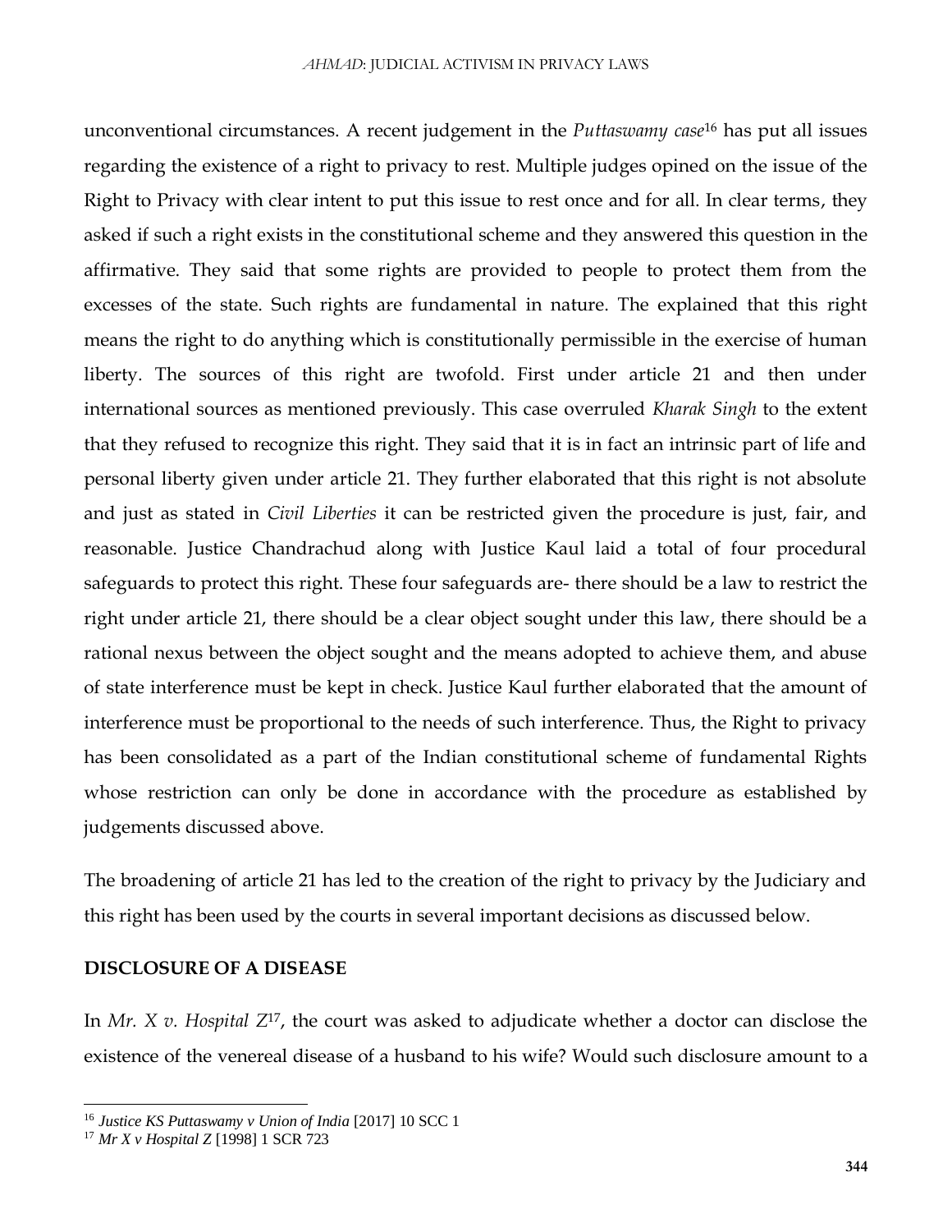unconventional circumstances. A recent judgement in the *Puttaswamy case*[16] has put all issues regarding the existence of a right to privacy to rest. Multiple judges opined on the issue of the Right to Privacy with clear intent to put this issue to rest once and for all. In clear terms, they asked if such a right exists in the constitutional scheme and they answered this question in the affirmative. They said that some rights are provided to people to protect them from the excesses of the state. Such rights are fundamental in nature. The explained that this right means the right to do anything which is constitutionally permissible in the exercise of human liberty. The sources of this right are twofold. First under article 21 and then under international sources as mentioned previously. This case overruled *Kharak Singh* to the extent that they refused to recognize this right. They said that it is in fact an intrinsic part of life and personal liberty given under article 21. They further elaborated that this right is not absolute and just as stated in *Civil Liberties* it can be restricted given the procedure is just, fair, and reasonable. Justice Chandrachud along with Justice Kaul laid a total of four procedural safeguards to protect this right. These four safeguards are- there should be a law to restrict the right under article 21, there should be a clear object sought under this law, there should be a rational nexus between the object sought and the means adopted to achieve them, and abuse of state interference must be kept in check. Justice Kaul further elaborated that the amount of interference must be proportional to the needs of such interference. Thus, the Right to privacy has been consolidated as a part of the Indian constitutional scheme of fundamental Rights whose restriction can only be done in accordance with the procedure as established by judgements discussed above.

The broadening of article 21 has led to the creation of the right to privacy by the Judiciary and this right has been used by the courts in several important decisions as discussed below.

**DISCLOSURE OF A DISEASE**

In *Mr. X v. Hospital Z*[17], the court was asked to adjudicate whether a doctor can disclose the existence of the venereal disease of a husband to his wife? Would such disclosure amount to a

---

[16] *Justice KS Puttaswamy v Union of India* [2017] 10 SCC 1

[17] *Mr X v Hospital Z* [1998] 1 SCR 723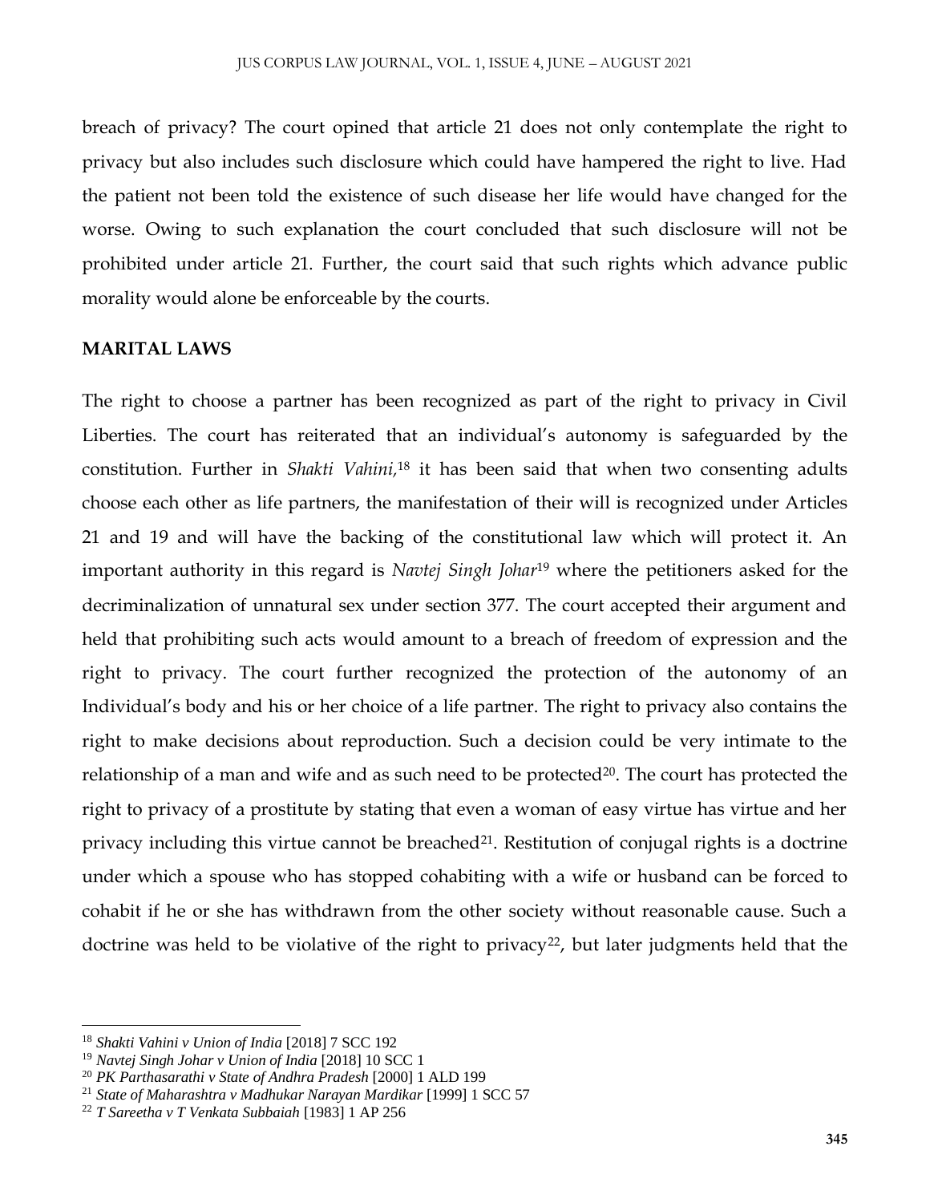breach of privacy? The court opined that article 21 does not only contemplate the right to privacy but also includes such disclosure which could have hampered the right to live. Had the patient not been told the existence of such disease her life would have changed for the worse. Owing to such explanation the court concluded that such disclosure will not be prohibited under article 21. Further, the court said that such rights which advance public morality would alone be enforceable by the courts.

**MARITAL LAWS**

The right to choose a partner has been recognized as part of the right to privacy in Civil Liberties. The court has reiterated that an individual's autonomy is safeguarded by the constitution. Further in *Shakti Vahini,*[18] it has been said that when two consenting adults choose each other as life partners, the manifestation of their will is recognized under Articles 21 and 19 and will have the backing of the constitutional law which will protect it. An important authority in this regard is *Navtej Singh Johar*[19] where the petitioners asked for the decriminalization of unnatural sex under section 377. The court accepted their argument and held that prohibiting such acts would amount to a breach of freedom of expression and the right to privacy. The court further recognized the protection of the autonomy of an Individual's body and his or her choice of a life partner. The right to privacy also contains the right to make decisions about reproduction. Such a decision could be very intimate to the relationship of a man and wife and as such need to be protected[20]. The court has protected the right to privacy of a prostitute by stating that even a woman of easy virtue has virtue and her privacy including this virtue cannot be breached[21]. Restitution of conjugal rights is a doctrine under which a spouse who has stopped cohabiting with a wife or husband can be forced to cohabit if he or she has withdrawn from the other society without reasonable cause. Such a doctrine was held to be violative of the right to privacy[22], but later judgments held that the

---

[18] *Shakti Vahini v Union of India* [2018] 7 SCC 192

[19] *Navtej Singh Johar v Union of India* [2018] 10 SCC 1

[20] *PK Parthasarathi v State of Andhra Pradesh* [2000] 1 ALD 199

[21] *State of Maharashtra v Madhukar Narayan Mardikar* [1999] 1 SCC 57

[22] *T Sareetha v T Venkata Subbaiah* [1983] 1 AP 256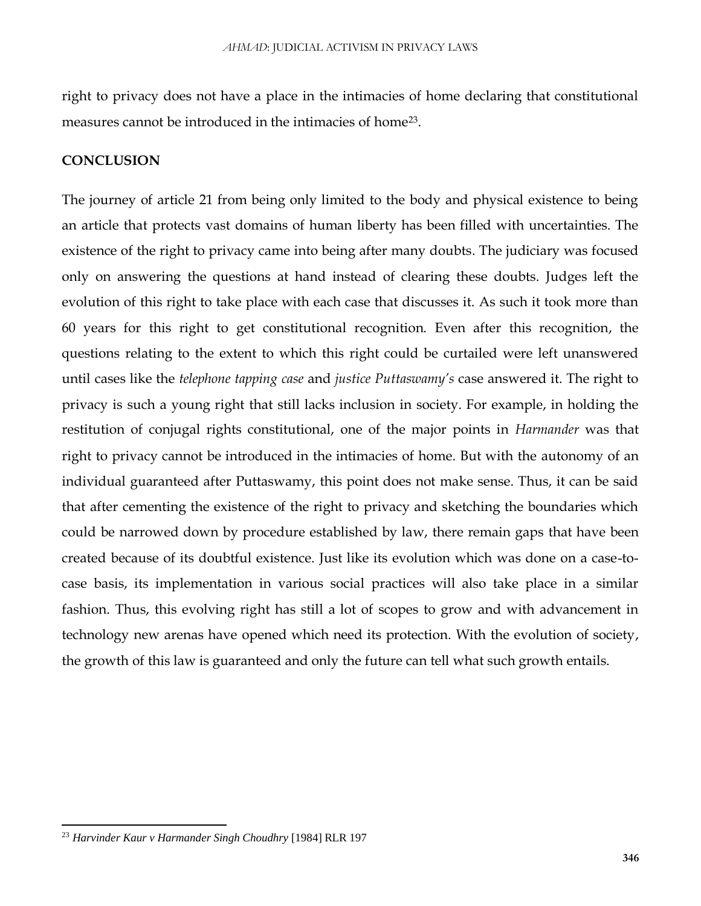right to privacy does not have a place in the intimacies of home declaring that constitutional measures cannot be introduced in the intimacies of home[23].

## CONCLUSION

The journey of article 21 from being only limited to the body and physical existence to being an article that protects vast domains of human liberty has been filled with uncertainties. The existence of the right to privacy came into being after many doubts. The judiciary was focused only on answering the questions at hand instead of clearing these doubts. Judges left the evolution of this right to take place with each case that discusses it. As such it took more than 60 years for this right to get constitutional recognition. Even after this recognition, the questions relating to the extent to which this right could be curtailed were left unanswered until cases like the *telephone tapping case* and *justice Puttaswamy's* case answered it. The right to privacy is such a young right that still lacks inclusion in society. For example, in holding the restitution of conjugal rights constitutional, one of the major points in *Harmander* was that right to privacy cannot be introduced in the intimacies of home. But with the autonomy of an individual guaranteed after Puttaswamy, this point does not make sense. Thus, it can be said that after cementing the existence of the right to privacy and sketching the boundaries which could be narrowed down by procedure established by law, there remain gaps that have been created because of its doubtful existence. Just like its evolution which was done on a case-to-case basis, its implementation in various social practices will also take place in a similar fashion. Thus, this evolving right has still a lot of scopes to grow and with advancement in technology new arenas have opened which need its protection. With the evolution of society, the growth of this law is guaranteed and only the future can tell what such growth entails.

---

[23] *Harvinder Kaur v Harmander Singh Choudhry* [1984] RLR 197